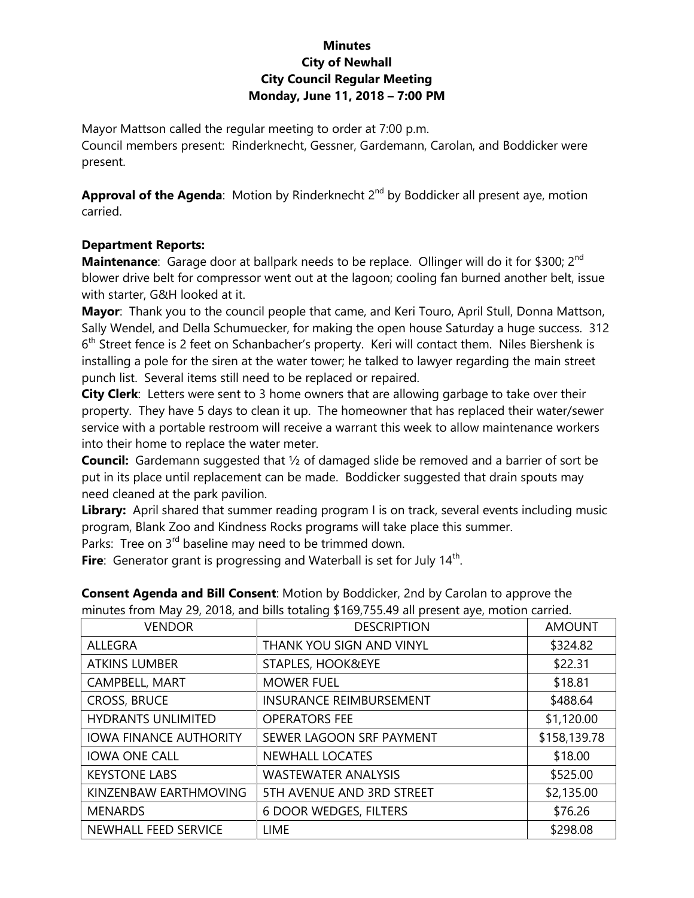**Minutes**
**City of Newhall**
**City Council Regular Meeting**
**Monday, June 11, 2018 – 7:00 PM**

Mayor Mattson called the regular meeting to order at 7:00 p.m.
Council members present: Rinderknecht, Gessner, Gardemann, Carolan, and Boddicker were present.

**Approval of the Agenda**: Motion by Rinderknecht 2nd by Boddicker all present aye, motion carried.

**Department Reports:**

**Maintenance**: Garage door at ballpark needs to be replace. Ollinger will do it for $300; 2nd blower drive belt for compressor went out at the lagoon; cooling fan burned another belt, issue with starter, G&H looked at it.

**Mayor**: Thank you to the council people that came, and Keri Touro, April Stull, Donna Mattson, Sally Wendel, and Della Schumuecker, for making the open house Saturday a huge success. 312 6th Street fence is 2 feet on Schanbacher's property. Keri will contact them. Niles Biershenk is installing a pole for the siren at the water tower; he talked to lawyer regarding the main street punch list. Several items still need to be replaced or repaired.

**City Clerk**: Letters were sent to 3 home owners that are allowing garbage to take over their property. They have 5 days to clean it up. The homeowner that has replaced their water/sewer service with a portable restroom will receive a warrant this week to allow maintenance workers into their home to replace the water meter.

**Council:** Gardemann suggested that ½ of damaged slide be removed and a barrier of sort be put in its place until replacement can be made. Boddicker suggested that drain spouts may need cleaned at the park pavilion.

**Library:** April shared that summer reading program I is on track, several events including music program, Blank Zoo and Kindness Rocks programs will take place this summer.

Parks: Tree on 3rd baseline may need to be trimmed down.

**Fire**: Generator grant is progressing and Waterball is set for July 14th.

**Consent Agenda and Bill Consent**: Motion by Boddicker, 2nd by Carolan to approve the minutes from May 29, 2018, and bills totaling $169,755.49 all present aye, motion carried.

| VENDOR | DESCRIPTION | AMOUNT |
|---|---|---|
| ALLEGRA | THANK YOU SIGN AND VINYL | $324.82 |
| ATKINS LUMBER | STAPLES, HOOK&EYE | $22.31 |
| CAMPBELL, MART | MOWER FUEL | $18.81 |
| CROSS, BRUCE | INSURANCE REIMBURSEMENT | $488.64 |
| HYDRANTS UNLIMITED | OPERATORS FEE | $1,120.00 |
| IOWA FINANCE AUTHORITY | SEWER LAGOON SRF PAYMENT | $158,139.78 |
| IOWA ONE CALL | NEWHALL LOCATES | $18.00 |
| KEYSTONE LABS | WASTEWATER ANALYSIS | $525.00 |
| KINZENBAW EARTHMOVING | 5TH AVENUE AND 3RD STREET | $2,135.00 |
| MENARDS | 6 DOOR WEDGES, FILTERS | $76.26 |
| NEWHALL FEED SERVICE | LIME | $298.08 |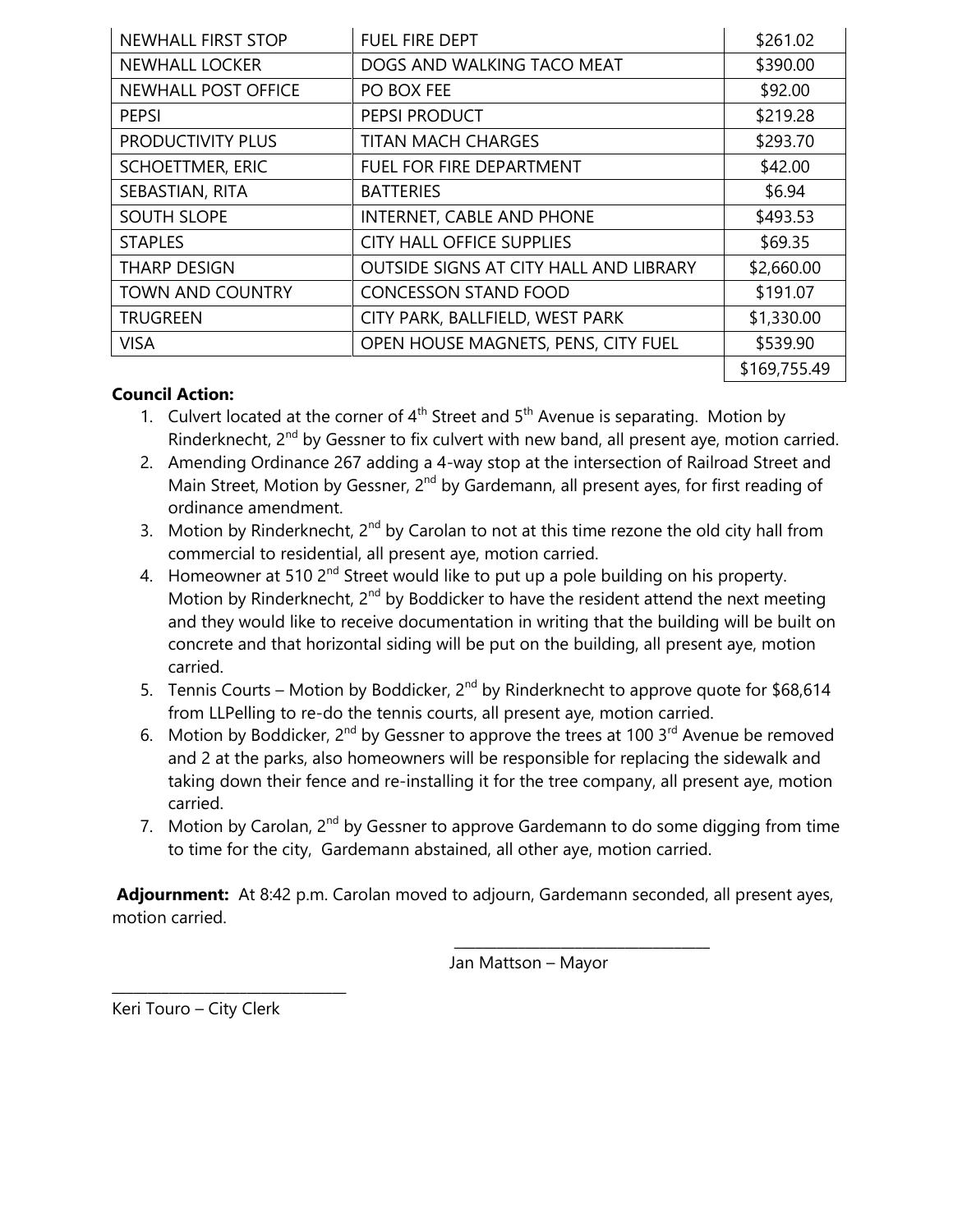| | | |
|---|---|---|
| NEWHALL FIRST STOP | FUEL FIRE DEPT | $261.02 |
| NEWHALL LOCKER | DOGS AND WALKING TACO MEAT | $390.00 |
| NEWHALL POST OFFICE | PO BOX FEE | $92.00 |
| PEPSI | PEPSI PRODUCT | $219.28 |
| PRODUCTIVITY PLUS | TITAN MACH CHARGES | $293.70 |
| SCHOETTMER, ERIC | FUEL FOR FIRE DEPARTMENT | $42.00 |
| SEBASTIAN, RITA | BATTERIES | $6.94 |
| SOUTH SLOPE | INTERNET, CABLE AND PHONE | $493.53 |
| STAPLES | CITY HALL OFFICE SUPPLIES | $69.35 |
| THARP DESIGN | OUTSIDE SIGNS AT CITY HALL AND LIBRARY | $2,660.00 |
| TOWN AND COUNTRY | CONCESSON STAND FOOD | $191.07 |
| TRUGREEN | CITY PARK, BALLFIELD, WEST PARK | $1,330.00 |
| VISA | OPEN HOUSE MAGNETS, PENS, CITY FUEL | $539.90 |
| | | $169,755.49 |

**Council Action:**

1. Culvert located at the corner of 4th Street and 5th Avenue is separating. Motion by Rinderknecht, 2nd by Gessner to fix culvert with new band, all present aye, motion carried.
2. Amending Ordinance 267 adding a 4-way stop at the intersection of Railroad Street and Main Street, Motion by Gessner, 2nd by Gardemann, all present ayes, for first reading of ordinance amendment.
3. Motion by Rinderknecht, 2nd by Carolan to not at this time rezone the old city hall from commercial to residential, all present aye, motion carried.
4. Homeowner at 510 2nd Street would like to put up a pole building on his property. Motion by Rinderknecht, 2nd by Boddicker to have the resident attend the next meeting and they would like to receive documentation in writing that the building will be built on concrete and that horizontal siding will be put on the building, all present aye, motion carried.
5. Tennis Courts – Motion by Boddicker, 2nd by Rinderknecht to approve quote for $68,614 from LLPelling to re-do the tennis courts, all present aye, motion carried.
6. Motion by Boddicker, 2nd by Gessner to approve the trees at 100 3rd Avenue be removed and 2 at the parks, also homeowners will be responsible for replacing the sidewalk and taking down their fence and re-installing it for the tree company, all present aye, motion carried.
7. Motion by Carolan, 2nd by Gessner to approve Gardemann to do some digging from time to time for the city, Gardemann abstained, all other aye, motion carried.

**Adjournment:** At 8:42 p.m. Carolan moved to adjourn, Gardemann seconded, all present ayes, motion carried.

\_\_\_\_\_\_\_\_\_\_\_\_\_\_\_\_\_\_\_\_\_\_\_\_\_\_\_\_\_\_\_\_\_\_\_

Jan Mattson – Mayor

\_\_\_\_\_\_\_\_\_\_\_\_\_\_\_\_\_\_\_\_\_\_\_\_\_\_\_\_\_\_\_\_\_

Keri Touro – City Clerk